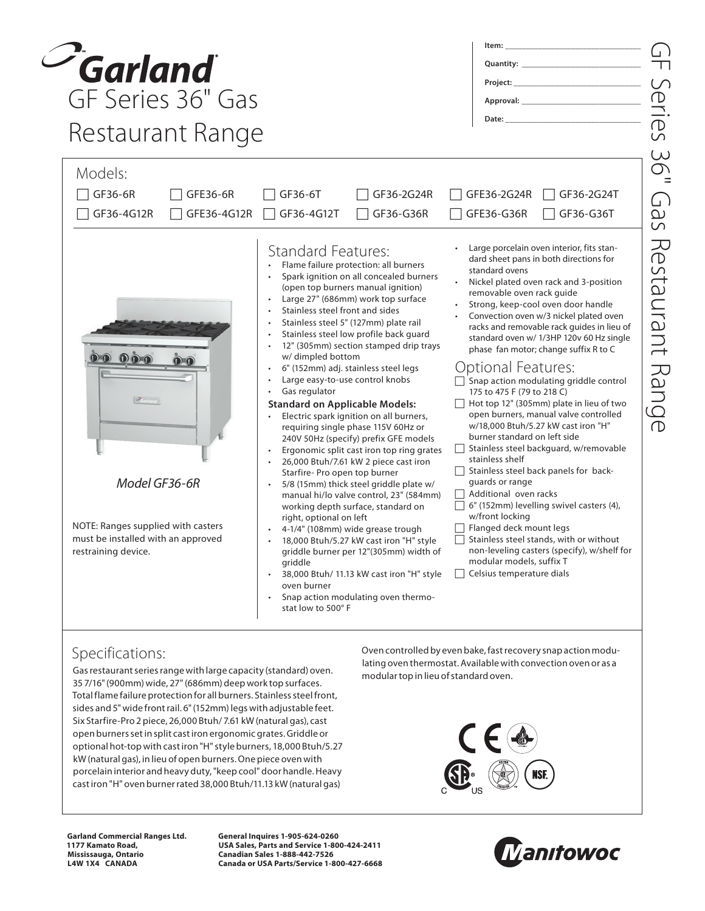# Garland

# GF Series 36" Gas Restaurant Range

Item: ______________________

Quantity: ______________________

Project: ______________________

Approval: ______________________

Date: ______________________

## Models:

- ☐ GF36-6R
- ☐ GFE36-6R
- ☐ GF36-6T
- ☐ GF36-2G24R
- ☐ GFE36-2G24R
- ☐ GF36-2G24T
- ☐ GF36-4G12R
- ☐ GFE36-4G12R
- ☐ GF36-4G12T
- ☐ GF36-G36R
- ☐ GFE36-G36R
- ☐ GF36-G36T

*Model GF36-6R*

NOTE: Ranges supplied with casters must be installed with an approved restraining device.

## Standard Features:

- Flame failure protection: all burners
- Spark ignition on all concealed burners (open top burners manual ignition)
- Large 27" (686mm) work top surface
- Stainless steel front and sides
- Stainless steel 5" (127mm) plate rail
- Stainless steel low profile back guard
- 12" (305mm) section stamped drip trays w/ dimpled bottom
- 6" (152mm) adj. stainless steel legs
- Large easy-to-use control knobs
- Gas regulator

**Standard on Applicable Models:**

- Electric spark ignition on all burners, requiring single phase 115V 60Hz or 240V 50Hz (specify) prefix GFE models
- Ergonomic split cast iron top ring grates
- 26,000 Btuh/7.61 kW 2 piece cast iron Starfire- Pro open top burner
- 5/8 (15mm) thick steel griddle plate w/ manual hi/lo valve control, 23" (584mm) working depth surface, standard on right, optional on left
- 4-1/4" (108mm) wide grease trough
- 18,000 Btuh/5.27 kW cast iron "H" style griddle burner per 12"(305mm) width of griddle
- 38,000 Btuh/ 11.13 kW cast iron "H" style oven burner
- Snap action modulating oven thermostat low to 500° F
- Large porcelain oven interior, fits standard sheet pans in both directions for standard ovens
- Nickel plated oven rack and 3-position removable oven rack guide
- Strong, keep-cool oven door handle
- Convection oven w/3 nickel plated oven racks and removable rack guides in lieu of standard oven w/ 1/3HP 120v 60 Hz single phase fan motor; change suffix R to C

## Optional Features:

- ☐ Snap action modulating griddle control 175 to 475 F (79 to 218 C)
- ☐ Hot top 12" (305mm) plate in lieu of two open burners, manual valve controlled w/18,000 Btuh/5.27 kW cast iron "H" burner standard on left side
- ☐ Stainless steel backguard, w/removable stainless shelf
- ☐ Stainless steel back panels for backguards or range
- ☐ Additional oven racks
- ☐ 6" (152mm) levelling swivel casters (4), w/front locking
- ☐ Flanged deck mount legs
- ☐ Stainless steel stands, with or without non-leveling casters (specify), w/shelf for modular models, suffix T
- ☐ Celsius temperature dials

## Specifications:

Gas restaurant series range with large capacity (standard) oven. 35 7/16" (900mm) wide, 27" (686mm) deep work top surfaces. Total flame failure protection for all burners. Stainless steel front, sides and 5" wide front rail. 6" (152mm) legs with adjustable feet. Six Starfire-Pro 2 piece, 26,000 Btuh/ 7.61 kW (natural gas), cast open burners set in split cast iron ergonomic grates. Griddle or optional hot-top with cast iron "H" style burners, 18,000 Btuh/5.27 kW (natural gas), in lieu of open burners. One piece oven with porcelain interior and heavy duty, "keep cool" door handle. Heavy cast iron "H" oven burner rated 38,000 Btuh/11.13 kW (natural gas)

Oven controlled by even bake, fast recovery snap action modulating oven thermostat. Available with convection oven or as a modular top in lieu of standard oven.

**Garland Commercial Ranges Ltd.**
**1177 Kamato Road,**
**Mississauga, Ontario**
**L4W 1X4 CANADA**

**General Inquires 1-905-624-0260**
**USA Sales, Parts and Service 1-800-424-2411**
**Canadian Sales 1-888-442-7526**
**Canada or USA Parts/Service 1-800-427-6668**

Manitowoc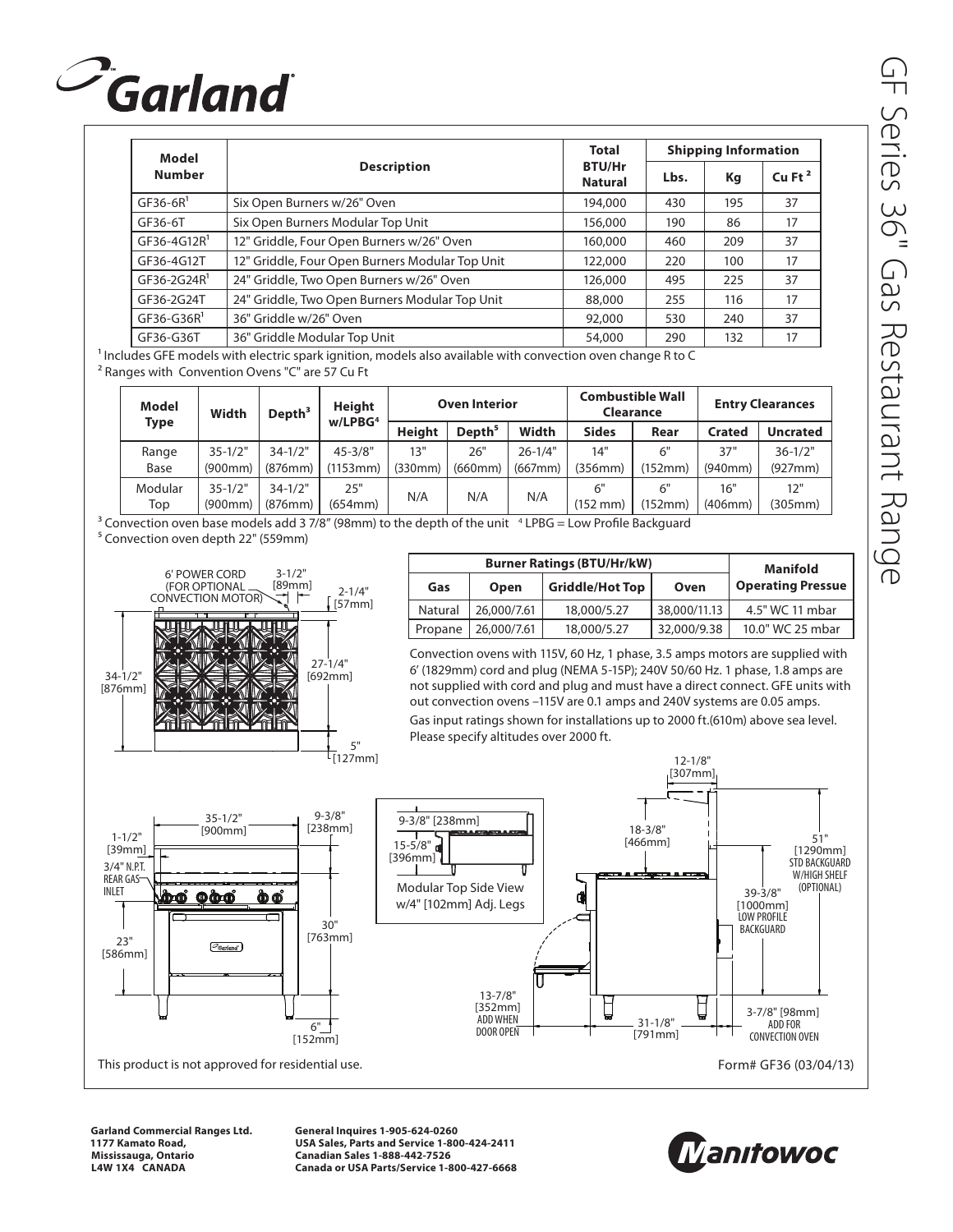# Garland

## GF Series 36" Gas Restaurant Range

| Model Number | Description | Total BTU/Hr Natural | Shipping Information | | |
|---|---|---|---|---|---|
| | | | Lbs. | Kg | Cu Ft [2] |
| GF36-6R[1] | Six Open Burners w/26" Oven | 194,000 | 430 | 195 | 37 |
| GF36-6T | Six Open Burners Modular Top Unit | 156,000 | 190 | 86 | 17 |
| GF36-4G12R[1] | 12" Griddle, Four Open Burners w/26" Oven | 160,000 | 460 | 209 | 37 |
| GF36-4G12T | 12" Griddle, Four Open Burners Modular Top Unit | 122,000 | 220 | 100 | 17 |
| GF36-2G24R[1] | 24" Griddle, Two Open Burners w/26" Oven | 126,000 | 495 | 225 | 37 |
| GF36-2G24T | 24" Griddle, Two Open Burners Modular Top Unit | 88,000 | 255 | 116 | 17 |
| GF36-G36R[1] | 36" Griddle w/26" Oven | 92,000 | 530 | 240 | 37 |
| GF36-G36T | 36" Griddle Modular Top Unit | 54,000 | 290 | 132 | 17 |

[1] Includes GFE models with electric spark ignition, models also available with convection oven change R to C
[2] Ranges with Convention Ovens "C" are 57 Cu Ft

| Model Type | Width | Depth[3] | Height w/LPBG[4] | Oven Interior | | | Combustible Wall Clearance | | Entry Clearances | |
|---|---|---|---|---|---|---|---|---|---|---|
| | | | | Height | Depth[5] | Width | Sides | Rear | Crated | Uncrated |
| Range Base | 35-1/2" (900mm) | 34-1/2" (876mm) | 45-3/8" (1153mm) | 13" (330mm) | 26" (660mm) | 26-1/4" (667mm) | 14" (356mm) | 6" (152mm) | 37" (940mm) | 36-1/2" (927mm) |
| Modular Top | 35-1/2" (900mm) | 34-1/2" (876mm) | 25" (654mm) | N/A | N/A | N/A | 6" (152 mm) | 6" (152mm) | 16" (406mm) | 12" (305mm) |

[3] Convection oven base models add 3 7/8" (98mm) to the depth of the unit [4] LPBG = Low Profile Backguard
[5] Convection oven depth 22" (559mm)

| Burner Ratings (BTU/Hr/kW) | | | | Manifold Operating Pressue |
|---|---|---|---|---|
| Gas | Open | Griddle/Hot Top | Oven | |
| Natural | 26,000/7.61 | 18,000/5.27 | 38,000/11.13 | 4.5" WC 11 mbar |
| Propane | 26,000/7.61 | 18,000/5.27 | 32,000/9.38 | 10.0" WC 25 mbar |

Convection ovens with 115V, 60 Hz, 1 phase, 3.5 amps motors are supplied with 6' (1829mm) cord and plug (NEMA 5-15P); 240V 50/60 Hz. 1 phase, 1.8 amps are not supplied with cord and plug and must have a direct connect. GFE units with out convection ovens –115V are 0.1 amps and 240V systems are 0.05 amps.

Gas input ratings shown for installations up to 2000 ft.(610m) above sea level. Please specify altitudes over 2000 ft.

6' POWER CORD (FOR OPTIONAL CONVECTION MOTOR)
3-1/2" [89mm]
2-1/4" [57mm]
34-1/2" [876mm]
27-1/4" [692mm]
5" [127mm]

35-1/2" [900mm]
9-3/8" [238mm]
1-1/2" [39mm]
3/4" N.P.T. REAR GAS INLET
23" [586mm]
30" [763mm]
6" [152mm]

9-3/8" [238mm]
15-5/8" [396mm]
Modular Top Side View w/4" [102mm] Adj. Legs

12-1/8" [307mm]
18-3/8" [466mm]
51" [1290mm] STD BACKGUARD W/HIGH SHELF (OPTIONAL)
39-3/8" [1000mm] LOW PROFILE BACKGUARD
13-7/8" [352mm] ADD WHEN DOOR OPEN
31-1/8" [791mm]
3-7/8" [98mm] ADD FOR CONVECTION OVEN

This product is not approved for residential use.

Form# GF36 (03/04/13)

**Garland Commercial Ranges Ltd.**
**1177 Kamato Road,**
**Mississauga, Ontario**
**L4W 1X4 CANADA**

**General Inquires 1-905-624-0260**
**USA Sales, Parts and Service 1-800-424-2411**
**Canadian Sales 1-888-442-7526**
**Canada or USA Parts/Service 1-800-427-6668**

Manitowoc